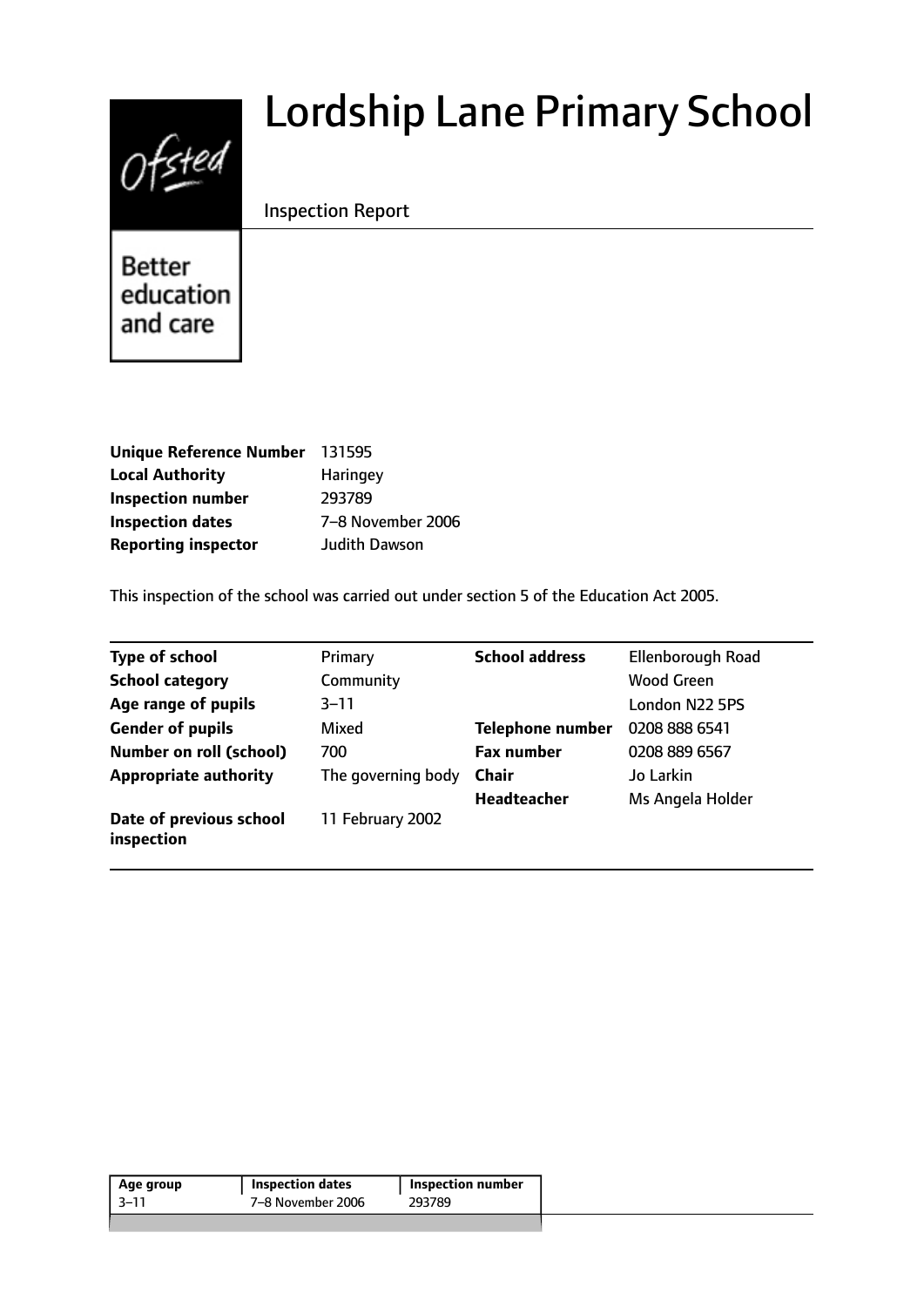# Lordship Lane Primary School

Inspection Report

Better education and care

| | |
|---|---|
| **Unique Reference Number** | 131595 |
| **Local Authority** | Haringey |
| **Inspection number** | 293789 |
| **Inspection dates** | 7–8 November 2006 |
| **Reporting inspector** | Judith Dawson |

This inspection of the school was carried out under section 5 of the Education Act 2005.

| | | | |
|---|---|---|---|
| **Type of school** | Primary | **School address** | Ellenborough Road |
| **School category** | Community | | Wood Green |
| **Age range of pupils** | 3–11 | | London N22 5PS |
| **Gender of pupils** | Mixed | **Telephone number** | 0208 888 6541 |
| **Number on roll (school)** | 700 | **Fax number** | 0208 889 6567 |
| **Appropriate authority** | The governing body | **Chair** | Jo Larkin |
| | | **Headteacher** | Ms Angela Holder |
| **Date of previous school inspection** | 11 February 2002 | | |

| Age group | Inspection dates | Inspection number |
|---|---|---|
| 3–11 | 7–8 November 2006 | 293789 |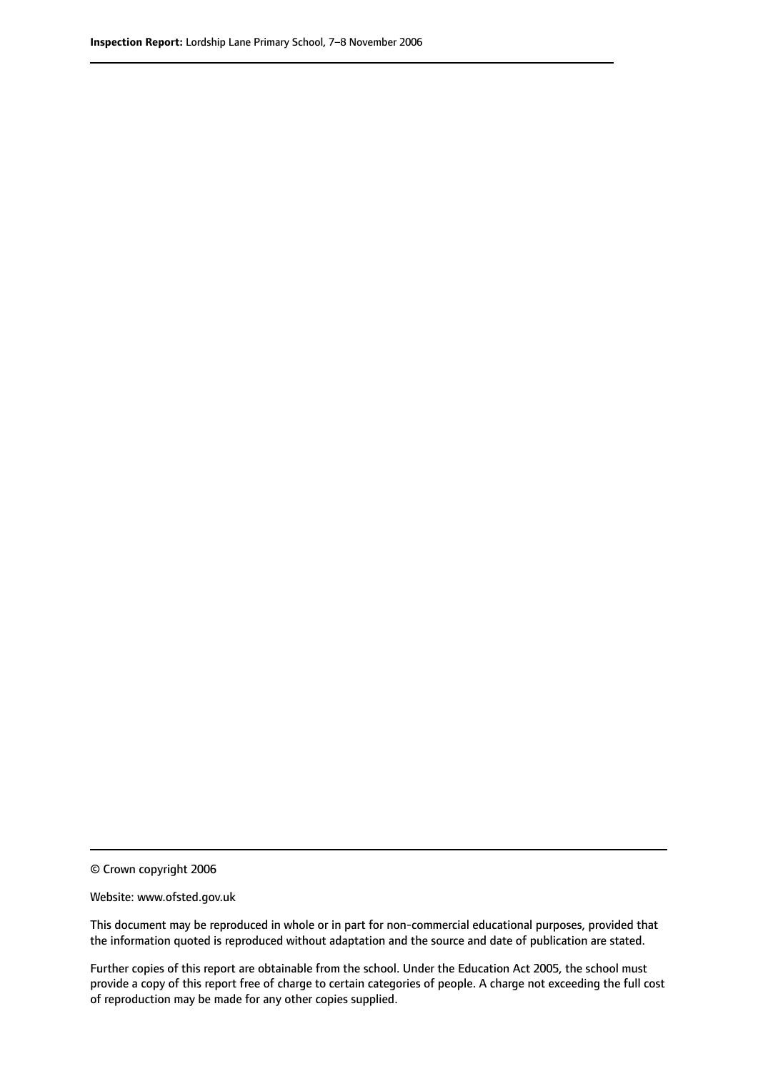© Crown copyright 2006

Website: www.ofsted.gov.uk

This document may be reproduced in whole or in part for non-commercial educational purposes, provided that the information quoted is reproduced without adaptation and the source and date of publication are stated.

Further copies of this report are obtainable from the school. Under the Education Act 2005, the school must provide a copy of this report free of charge to certain categories of people. A charge not exceeding the full cost of reproduction may be made for any other copies supplied.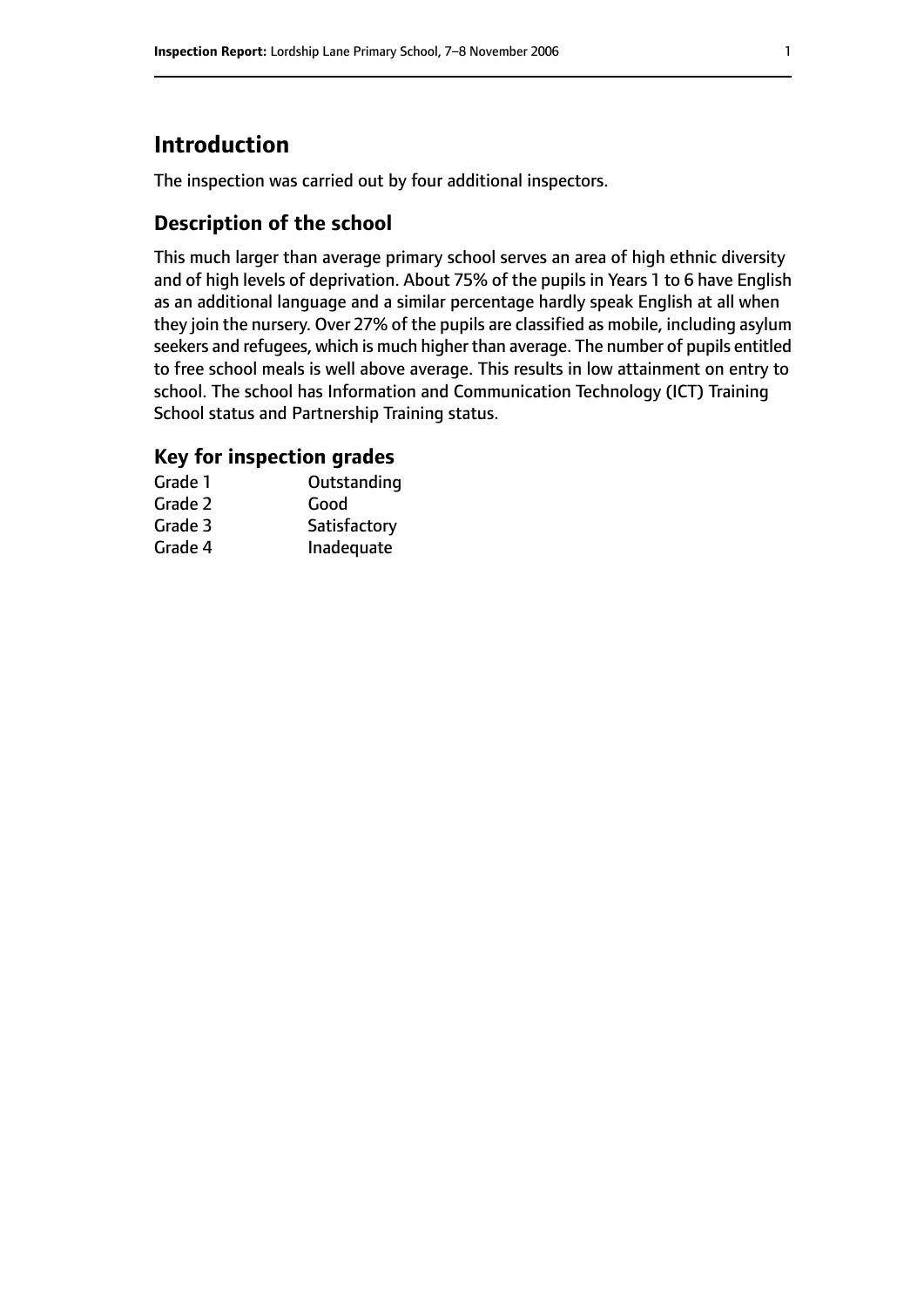# Introduction

The inspection was carried out by four additional inspectors.

## Description of the school

This much larger than average primary school serves an area of high ethnic diversity and of high levels of deprivation. About 75% of the pupils in Years 1 to 6 have English as an additional language and a similar percentage hardly speak English at all when they join the nursery. Over 27% of the pupils are classified as mobile, including asylum seekers and refugees, which is much higher than average. The number of pupils entitled to free school meals is well above average. This results in low attainment on entry to school. The school has Information and Communication Technology (ICT) Training School status and Partnership Training status.

## Key for inspection grades

| | |
|---|---|
| Grade 1 | Outstanding |
| Grade 2 | Good |
| Grade 3 | Satisfactory |
| Grade 4 | Inadequate |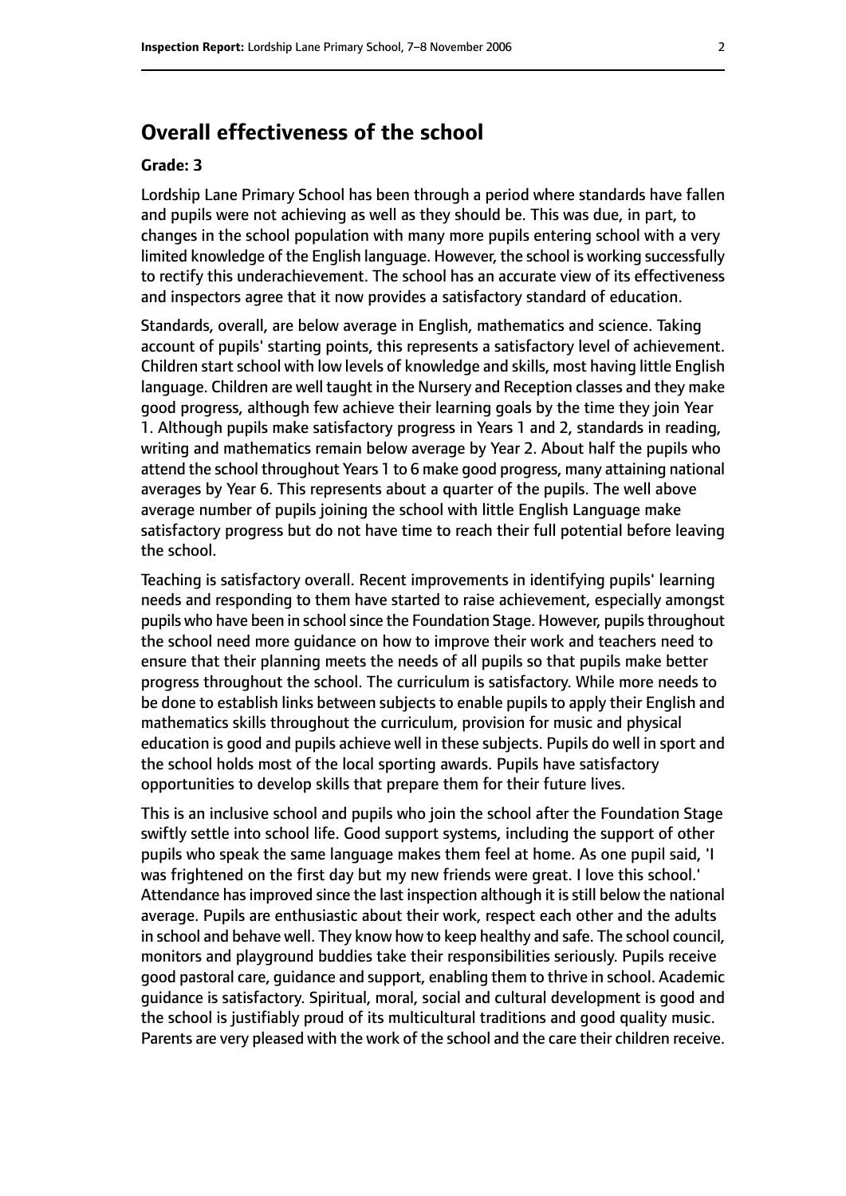## Overall effectiveness of the school

### Grade: 3

Lordship Lane Primary School has been through a period where standards have fallen and pupils were not achieving as well as they should be. This was due, in part, to changes in the school population with many more pupils entering school with a very limited knowledge of the English language. However, the school is working successfully to rectify this underachievement. The school has an accurate view of its effectiveness and inspectors agree that it now provides a satisfactory standard of education.

Standards, overall, are below average in English, mathematics and science. Taking account of pupils' starting points, this represents a satisfactory level of achievement. Children start school with low levels of knowledge and skills, most having little English language. Children are well taught in the Nursery and Reception classes and they make good progress, although few achieve their learning goals by the time they join Year 1. Although pupils make satisfactory progress in Years 1 and 2, standards in reading, writing and mathematics remain below average by Year 2. About half the pupils who attend the school throughout Years 1 to 6 make good progress, many attaining national averages by Year 6. This represents about a quarter of the pupils. The well above average number of pupils joining the school with little English Language make satisfactory progress but do not have time to reach their full potential before leaving the school.

Teaching is satisfactory overall. Recent improvements in identifying pupils' learning needs and responding to them have started to raise achievement, especially amongst pupils who have been in school since the Foundation Stage. However, pupils throughout the school need more guidance on how to improve their work and teachers need to ensure that their planning meets the needs of all pupils so that pupils make better progress throughout the school. The curriculum is satisfactory. While more needs to be done to establish links between subjects to enable pupils to apply their English and mathematics skills throughout the curriculum, provision for music and physical education is good and pupils achieve well in these subjects. Pupils do well in sport and the school holds most of the local sporting awards. Pupils have satisfactory opportunities to develop skills that prepare them for their future lives.

This is an inclusive school and pupils who join the school after the Foundation Stage swiftly settle into school life. Good support systems, including the support of other pupils who speak the same language makes them feel at home. As one pupil said, 'I was frightened on the first day but my new friends were great. I love this school.' Attendance has improved since the last inspection although it is still below the national average. Pupils are enthusiastic about their work, respect each other and the adults in school and behave well. They know how to keep healthy and safe. The school council, monitors and playground buddies take their responsibilities seriously. Pupils receive good pastoral care, guidance and support, enabling them to thrive in school. Academic guidance is satisfactory. Spiritual, moral, social and cultural development is good and the school is justifiably proud of its multicultural traditions and good quality music. Parents are very pleased with the work of the school and the care their children receive.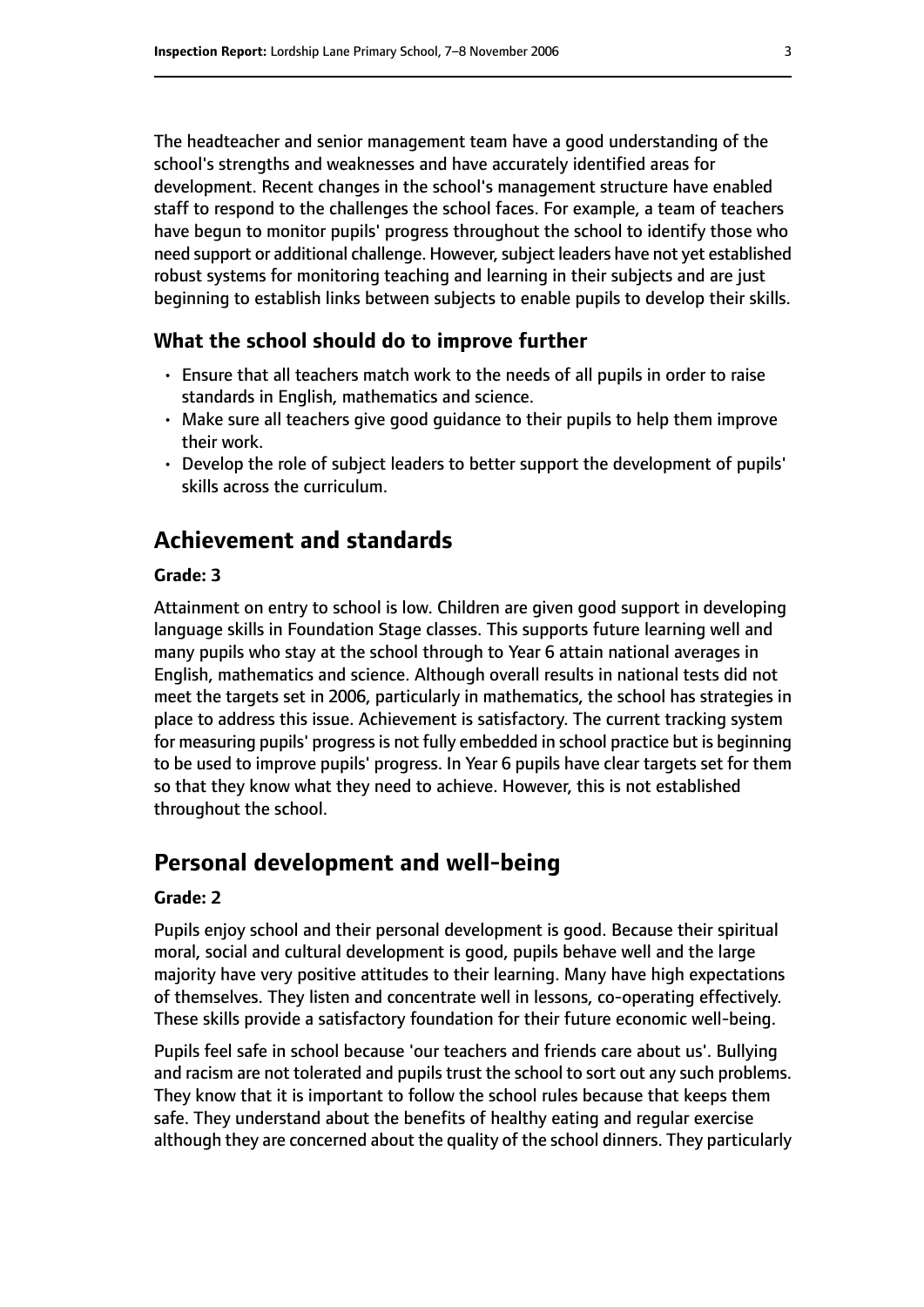The headteacher and senior management team have a good understanding of the school's strengths and weaknesses and have accurately identified areas for development. Recent changes in the school's management structure have enabled staff to respond to the challenges the school faces. For example, a team of teachers have begun to monitor pupils' progress throughout the school to identify those who need support or additional challenge. However, subject leaders have not yet established robust systems for monitoring teaching and learning in their subjects and are just beginning to establish links between subjects to enable pupils to develop their skills.

### What the school should do to improve further

- Ensure that all teachers match work to the needs of all pupils in order to raise standards in English, mathematics and science.
- Make sure all teachers give good guidance to their pupils to help them improve their work.
- Develop the role of subject leaders to better support the development of pupils' skills across the curriculum.

## Achievement and standards

#### Grade: 3

Attainment on entry to school is low. Children are given good support in developing language skills in Foundation Stage classes. This supports future learning well and many pupils who stay at the school through to Year 6 attain national averages in English, mathematics and science. Although overall results in national tests did not meet the targets set in 2006, particularly in mathematics, the school has strategies in place to address this issue. Achievement is satisfactory. The current tracking system for measuring pupils' progress is not fully embedded in school practice but is beginning to be used to improve pupils' progress. In Year 6 pupils have clear targets set for them so that they know what they need to achieve. However, this is not established throughout the school.

## Personal development and well-being

#### Grade: 2

Pupils enjoy school and their personal development is good. Because their spiritual moral, social and cultural development is good, pupils behave well and the large majority have very positive attitudes to their learning. Many have high expectations of themselves. They listen and concentrate well in lessons, co-operating effectively. These skills provide a satisfactory foundation for their future economic well-being.

Pupils feel safe in school because 'our teachers and friends care about us'. Bullying and racism are not tolerated and pupils trust the school to sort out any such problems. They know that it is important to follow the school rules because that keeps them safe. They understand about the benefits of healthy eating and regular exercise although they are concerned about the quality of the school dinners. They particularly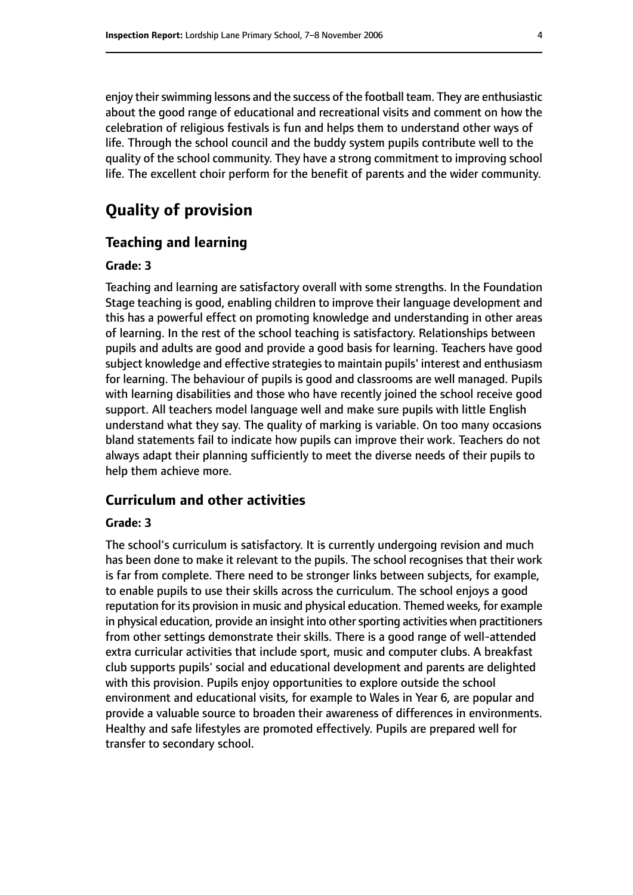enjoy their swimming lessons and the success of the football team. They are enthusiastic about the good range of educational and recreational visits and comment on how the celebration of religious festivals is fun and helps them to understand other ways of life. Through the school council and the buddy system pupils contribute well to the quality of the school community. They have a strong commitment to improving school life. The excellent choir perform for the benefit of parents and the wider community.

# Quality of provision

## Teaching and learning

**Grade: 3**

Teaching and learning are satisfactory overall with some strengths. In the Foundation Stage teaching is good, enabling children to improve their language development and this has a powerful effect on promoting knowledge and understanding in other areas of learning. In the rest of the school teaching is satisfactory. Relationships between pupils and adults are good and provide a good basis for learning. Teachers have good subject knowledge and effective strategies to maintain pupils' interest and enthusiasm for learning. The behaviour of pupils is good and classrooms are well managed. Pupils with learning disabilities and those who have recently joined the school receive good support. All teachers model language well and make sure pupils with little English understand what they say. The quality of marking is variable. On too many occasions bland statements fail to indicate how pupils can improve their work. Teachers do not always adapt their planning sufficiently to meet the diverse needs of their pupils to help them achieve more.

## Curriculum and other activities

**Grade: 3**

The school's curriculum is satisfactory. It is currently undergoing revision and much has been done to make it relevant to the pupils. The school recognises that their work is far from complete. There need to be stronger links between subjects, for example, to enable pupils to use their skills across the curriculum. The school enjoys a good reputation for its provision in music and physical education. Themed weeks, for example in physical education, provide an insight into other sporting activities when practitioners from other settings demonstrate their skills. There is a good range of well-attended extra curricular activities that include sport, music and computer clubs. A breakfast club supports pupils' social and educational development and parents are delighted with this provision. Pupils enjoy opportunities to explore outside the school environment and educational visits, for example to Wales in Year 6, are popular and provide a valuable source to broaden their awareness of differences in environments. Healthy and safe lifestyles are promoted effectively. Pupils are prepared well for transfer to secondary school.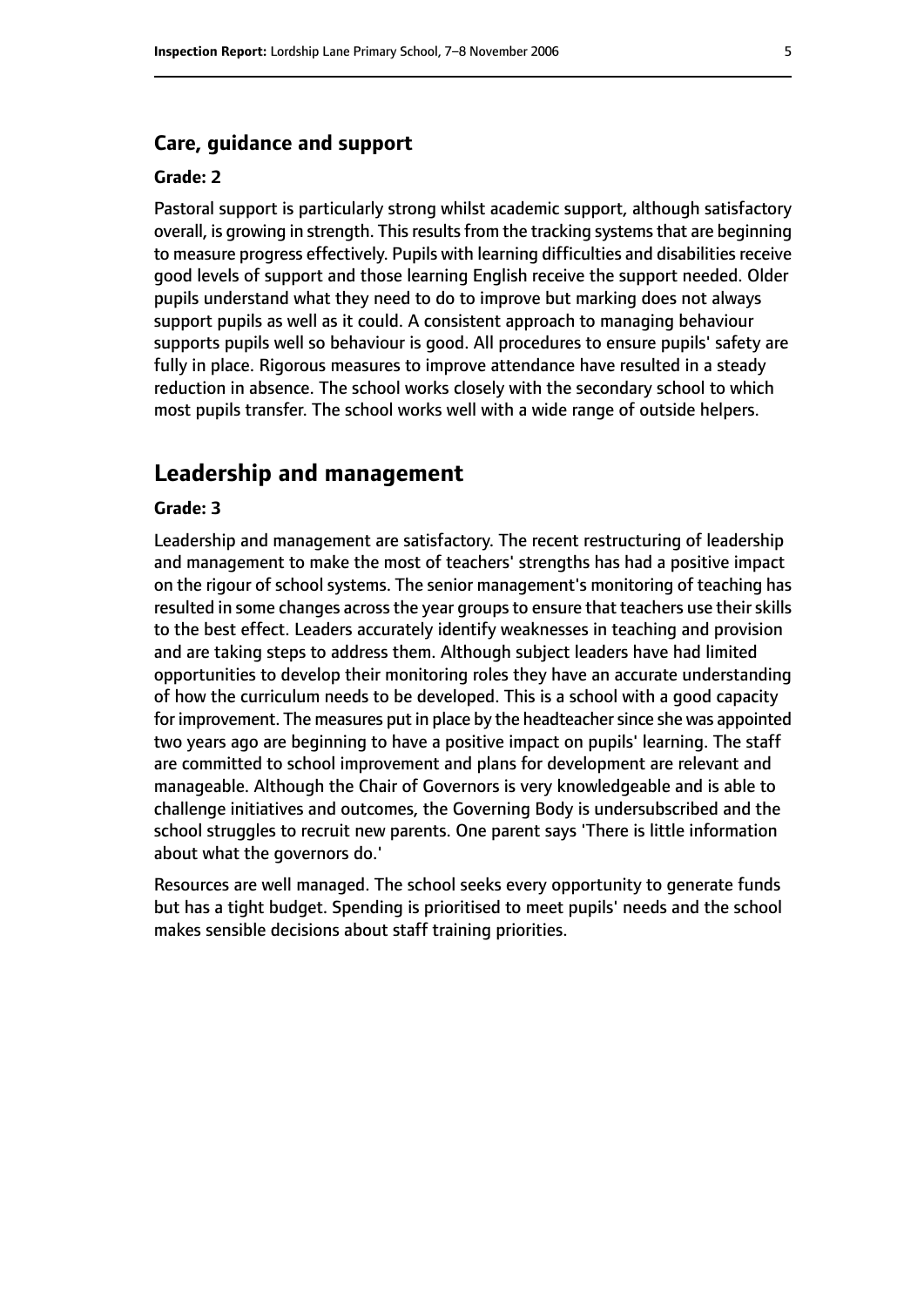### Care, guidance and support

#### Grade: 2

Pastoral support is particularly strong whilst academic support, although satisfactory overall, is growing in strength. This results from the tracking systems that are beginning to measure progress effectively. Pupils with learning difficulties and disabilities receive good levels of support and those learning English receive the support needed. Older pupils understand what they need to do to improve but marking does not always support pupils as well as it could. A consistent approach to managing behaviour supports pupils well so behaviour is good. All procedures to ensure pupils' safety are fully in place. Rigorous measures to improve attendance have resulted in a steady reduction in absence. The school works closely with the secondary school to which most pupils transfer. The school works well with a wide range of outside helpers.

## Leadership and management

#### Grade: 3

Leadership and management are satisfactory. The recent restructuring of leadership and management to make the most of teachers' strengths has had a positive impact on the rigour of school systems. The senior management's monitoring of teaching has resulted in some changes across the year groups to ensure that teachers use their skills to the best effect. Leaders accurately identify weaknesses in teaching and provision and are taking steps to address them. Although subject leaders have had limited opportunities to develop their monitoring roles they have an accurate understanding of how the curriculum needs to be developed. This is a school with a good capacity for improvement. The measures put in place by the headteacher since she was appointed two years ago are beginning to have a positive impact on pupils' learning. The staff are committed to school improvement and plans for development are relevant and manageable. Although the Chair of Governors is very knowledgeable and is able to challenge initiatives and outcomes, the Governing Body is undersubscribed and the school struggles to recruit new parents. One parent says 'There is little information about what the governors do.'

Resources are well managed. The school seeks every opportunity to generate funds but has a tight budget. Spending is prioritised to meet pupils' needs and the school makes sensible decisions about staff training priorities.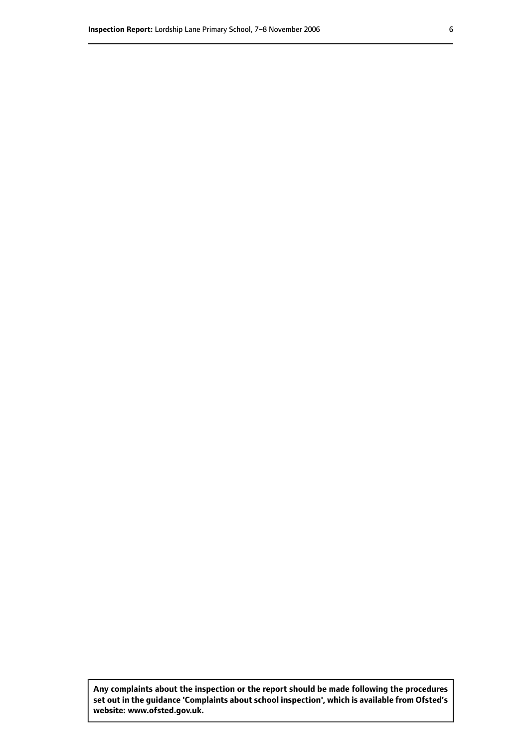**Any complaints about the inspection or the report should be made following the procedures set out in the guidance 'Complaints about school inspection', which is available from Ofsted's website: www.ofsted.gov.uk.**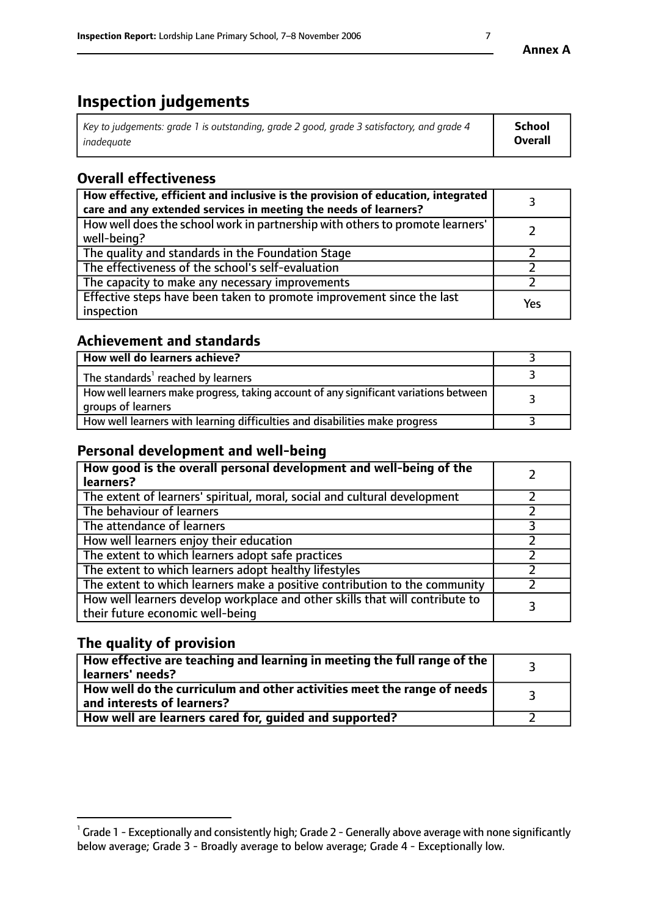# Inspection judgements

| Key to judgements: grade 1 is outstanding, grade 2 good, grade 3 satisfactory, and grade 4 inadequate | School Overall |
|---|---|

## Overall effectiveness

| | |
|---|---|
| **How effective, efficient and inclusive is the provision of education, integrated care and any extended services in meeting the needs of learners?** | 3 |
| How well does the school work in partnership with others to promote learners' well-being? | 2 |
| The quality and standards in the Foundation Stage | 2 |
| The effectiveness of the school's self-evaluation | 2 |
| The capacity to make any necessary improvements | 2 |
| Effective steps have been taken to promote improvement since the last inspection | Yes |

## Achievement and standards

| | |
|---|---|
| **How well do learners achieve?** | 3 |
| The standards[1] reached by learners | 3 |
| How well learners make progress, taking account of any significant variations between groups of learners | 3 |
| How well learners with learning difficulties and disabilities make progress | 3 |

## Personal development and well-being

| | |
|---|---|
| **How good is the overall personal development and well-being of the learners?** | 2 |
| The extent of learners' spiritual, moral, social and cultural development | 2 |
| The behaviour of learners | 2 |
| The attendance of learners | 3 |
| How well learners enjoy their education | 2 |
| The extent to which learners adopt safe practices | 2 |
| The extent to which learners adopt healthy lifestyles | 2 |
| The extent to which learners make a positive contribution to the community | 2 |
| How well learners develop workplace and other skills that will contribute to their future economic well-being | 3 |

## The quality of provision

| | |
|---|---|
| **How effective are teaching and learning in meeting the full range of the learners' needs?** | 3 |
| **How well do the curriculum and other activities meet the range of needs and interests of learners?** | 3 |
| **How well are learners cared for, guided and supported?** | 2 |

[1] Grade 1 - Exceptionally and consistently high; Grade 2 - Generally above average with none significantly below average; Grade 3 - Broadly average to below average; Grade 4 - Exceptionally low.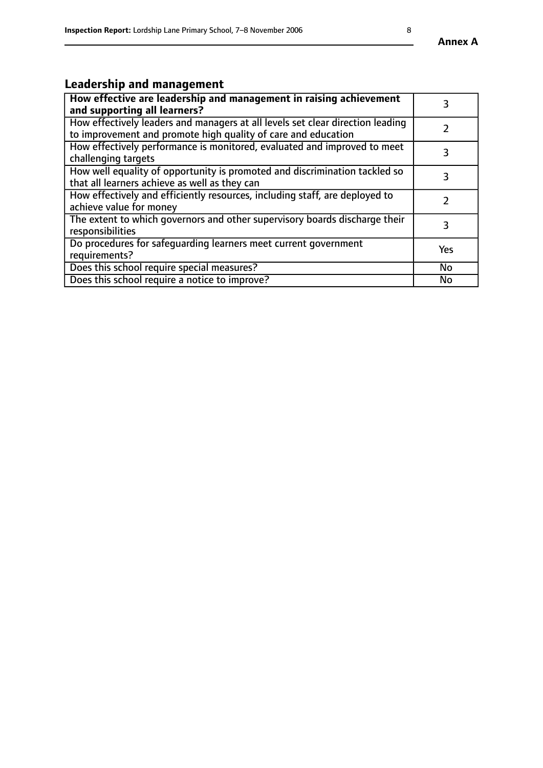## Leadership and management

| **How effective are leadership and management in raising achievement and supporting all learners?** | 3 |
|---|---|
| How effectively leaders and managers at all levels set clear direction leading to improvement and promote high quality of care and education | 2 |
| How effectively performance is monitored, evaluated and improved to meet challenging targets | 3 |
| How well equality of opportunity is promoted and discrimination tackled so that all learners achieve as well as they can | 3 |
| How effectively and efficiently resources, including staff, are deployed to achieve value for money | 2 |
| The extent to which governors and other supervisory boards discharge their responsibilities | 3 |
| Do procedures for safeguarding learners meet current government requirements? | Yes |
| Does this school require special measures? | No |
| Does this school require a notice to improve? | No |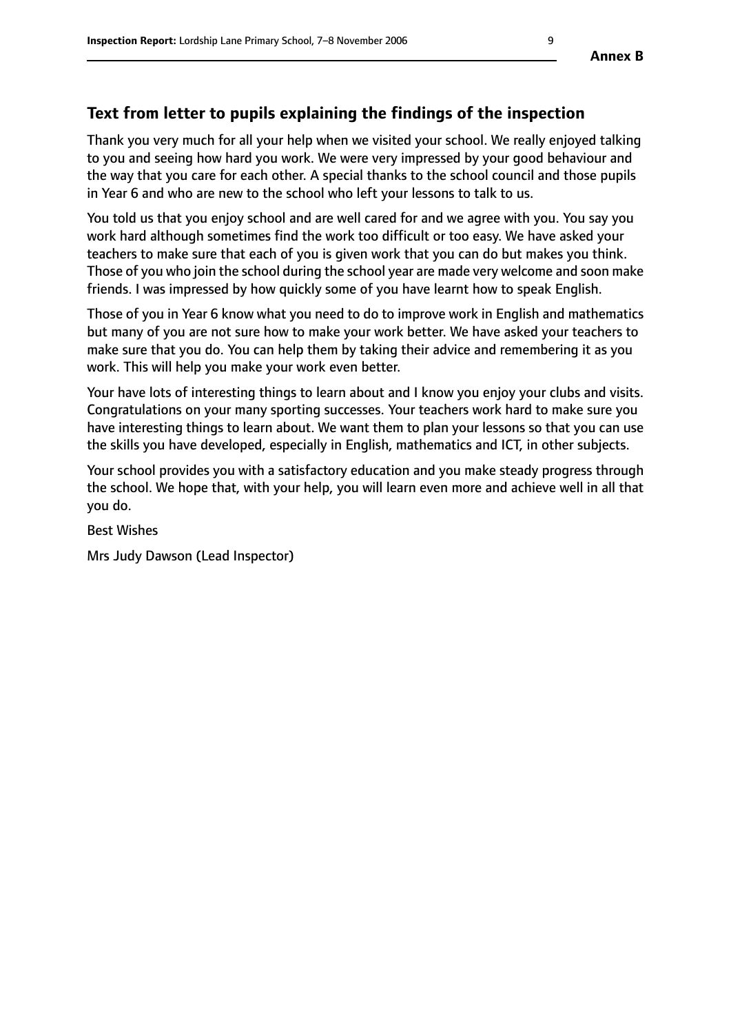## Text from letter to pupils explaining the findings of the inspection

Thank you very much for all your help when we visited your school. We really enjoyed talking to you and seeing how hard you work. We were very impressed by your good behaviour and the way that you care for each other. A special thanks to the school council and those pupils in Year 6 and who are new to the school who left your lessons to talk to us.

You told us that you enjoy school and are well cared for and we agree with you. You say you work hard although sometimes find the work too difficult or too easy. We have asked your teachers to make sure that each of you is given work that you can do but makes you think. Those of you who join the school during the school year are made very welcome and soon make friends. I was impressed by how quickly some of you have learnt how to speak English.

Those of you in Year 6 know what you need to do to improve work in English and mathematics but many of you are not sure how to make your work better. We have asked your teachers to make sure that you do. You can help them by taking their advice and remembering it as you work. This will help you make your work even better.

Your have lots of interesting things to learn about and I know you enjoy your clubs and visits. Congratulations on your many sporting successes. Your teachers work hard to make sure you have interesting things to learn about. We want them to plan your lessons so that you can use the skills you have developed, especially in English, mathematics and ICT, in other subjects.

Your school provides you with a satisfactory education and you make steady progress through the school. We hope that, with your help, you will learn even more and achieve well in all that you do.

Best Wishes

Mrs Judy Dawson (Lead Inspector)